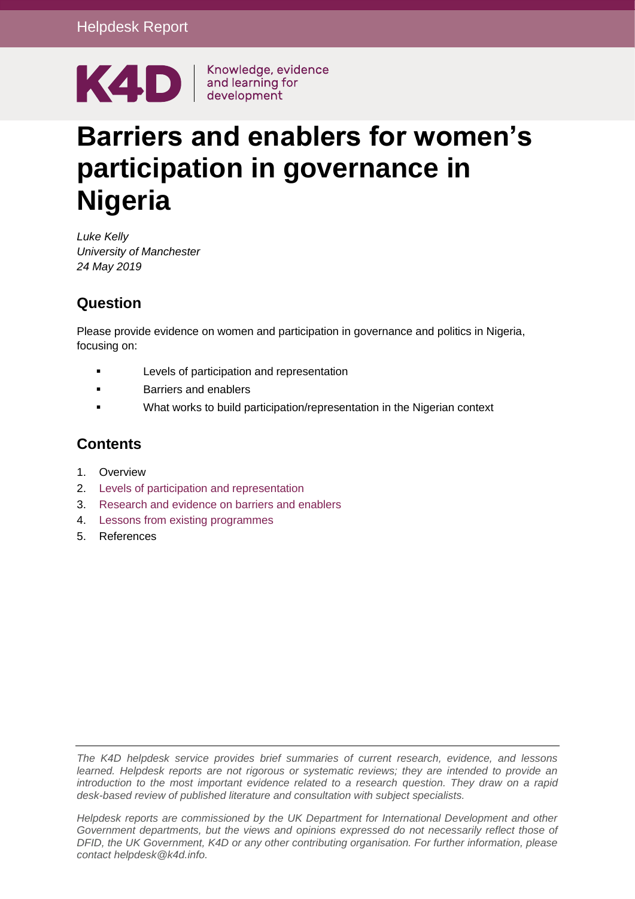Helpdesk Report

K4D | Knowledge, evidence and learning for development

# Barriers and enablers for women's participation in governance in Nigeria

*Luke Kelly*
*University of Manchester*
*24 May 2019*

## Question

Please provide evidence on women and participation in governance and politics in Nigeria, focusing on:

- Levels of participation and representation
- Barriers and enablers
- What works to build participation/representation in the Nigerian context

## Contents

1. Overview
2. Levels of participation and representation
3. Research and evidence on barriers and enablers
4. Lessons from existing programmes
5. References

---

*The K4D helpdesk service provides brief summaries of current research, evidence, and lessons learned. Helpdesk reports are not rigorous or systematic reviews; they are intended to provide an introduction to the most important evidence related to a research question. They draw on a rapid desk-based review of published literature and consultation with subject specialists.*

*Helpdesk reports are commissioned by the UK Department for International Development and other Government departments, but the views and opinions expressed do not necessarily reflect those of DFID, the UK Government, K4D or any other contributing organisation. For further information, please contact helpdesk@k4d.info.*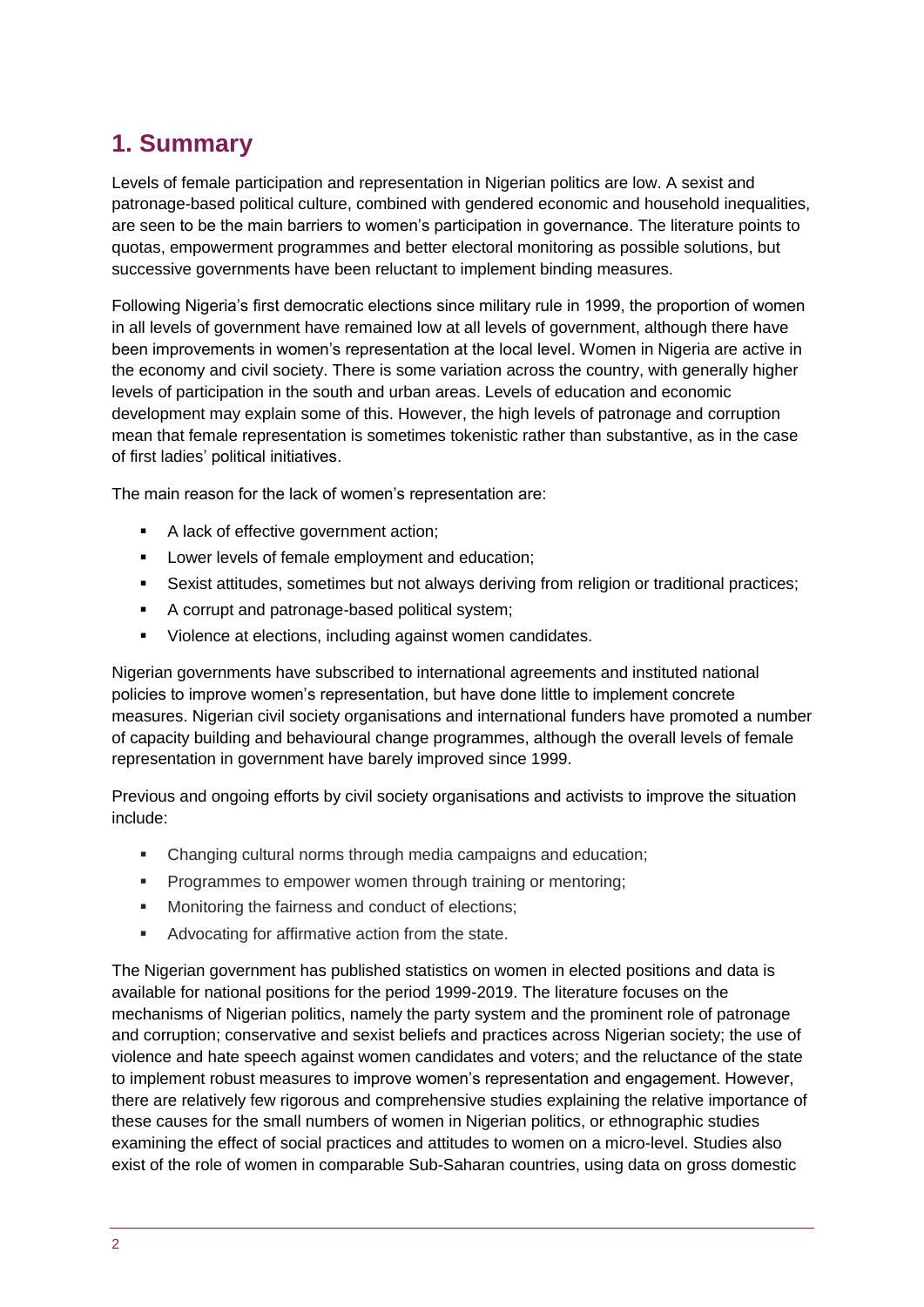# 1. Summary

Levels of female participation and representation in Nigerian politics are low. A sexist and patronage-based political culture, combined with gendered economic and household inequalities, are seen to be the main barriers to women's participation in governance. The literature points to quotas, empowerment programmes and better electoral monitoring as possible solutions, but successive governments have been reluctant to implement binding measures.

Following Nigeria's first democratic elections since military rule in 1999, the proportion of women in all levels of government have remained low at all levels of government, although there have been improvements in women's representation at the local level. Women in Nigeria are active in the economy and civil society. There is some variation across the country, with generally higher levels of participation in the south and urban areas. Levels of education and economic development may explain some of this. However, the high levels of patronage and corruption mean that female representation is sometimes tokenistic rather than substantive, as in the case of first ladies' political initiatives.

The main reason for the lack of women's representation are:

- A lack of effective government action;
- Lower levels of female employment and education;
- Sexist attitudes, sometimes but not always deriving from religion or traditional practices;
- A corrupt and patronage-based political system;
- Violence at elections, including against women candidates.

Nigerian governments have subscribed to international agreements and instituted national policies to improve women's representation, but have done little to implement concrete measures. Nigerian civil society organisations and international funders have promoted a number of capacity building and behavioural change programmes, although the overall levels of female representation in government have barely improved since 1999.

Previous and ongoing efforts by civil society organisations and activists to improve the situation include:

- Changing cultural norms through media campaigns and education;
- Programmes to empower women through training or mentoring;
- Monitoring the fairness and conduct of elections;
- Advocating for affirmative action from the state.

The Nigerian government has published statistics on women in elected positions and data is available for national positions for the period 1999-2019. The literature focuses on the mechanisms of Nigerian politics, namely the party system and the prominent role of patronage and corruption; conservative and sexist beliefs and practices across Nigerian society; the use of violence and hate speech against women candidates and voters; and the reluctance of the state to implement robust measures to improve women's representation and engagement. However, there are relatively few rigorous and comprehensive studies explaining the relative importance of these causes for the small numbers of women in Nigerian politics, or ethnographic studies examining the effect of social practices and attitudes to women on a micro-level. Studies also exist of the role of women in comparable Sub-Saharan countries, using data on gross domestic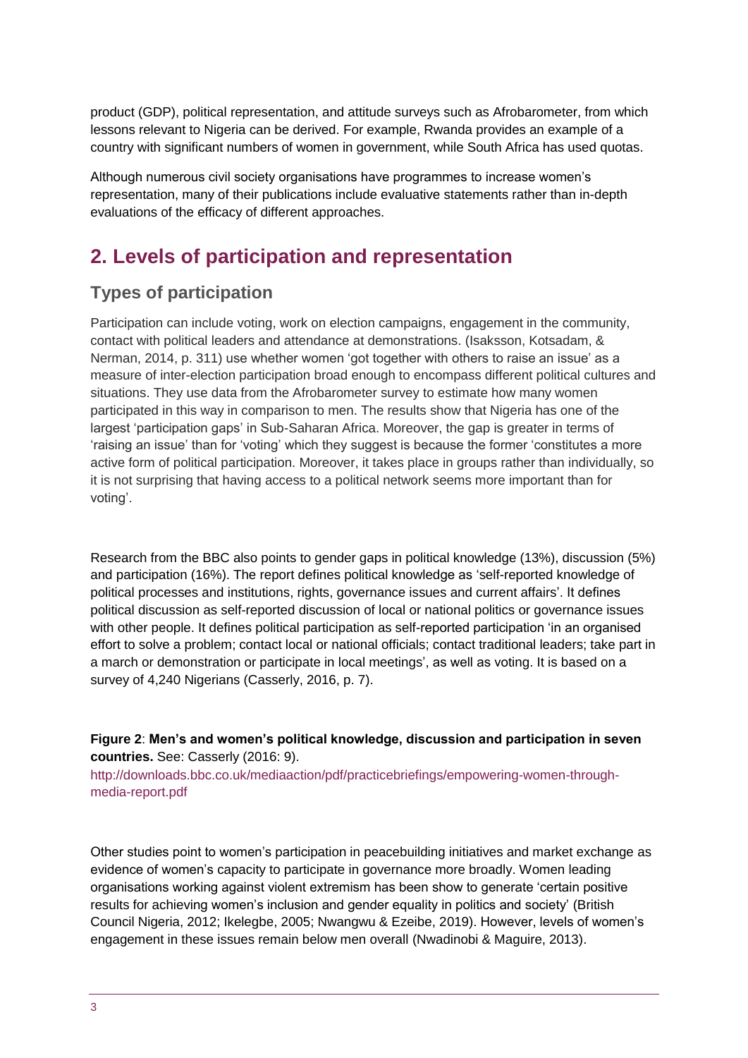product (GDP), political representation, and attitude surveys such as Afrobarometer, from which lessons relevant to Nigeria can be derived. For example, Rwanda provides an example of a country with significant numbers of women in government, while South Africa has used quotas.

Although numerous civil society organisations have programmes to increase women's representation, many of their publications include evaluative statements rather than in-depth evaluations of the efficacy of different approaches.

# 2. Levels of participation and representation

## Types of participation

Participation can include voting, work on election campaigns, engagement in the community, contact with political leaders and attendance at demonstrations. (Isaksson, Kotsadam, & Nerman, 2014, p. 311) use whether women 'got together with others to raise an issue' as a measure of inter-election participation broad enough to encompass different political cultures and situations. They use data from the Afrobarometer survey to estimate how many women participated in this way in comparison to men. The results show that Nigeria has one of the largest 'participation gaps' in Sub-Saharan Africa. Moreover, the gap is greater in terms of 'raising an issue' than for 'voting' which they suggest is because the former 'constitutes a more active form of political participation. Moreover, it takes place in groups rather than individually, so it is not surprising that having access to a political network seems more important than for voting'.

Research from the BBC also points to gender gaps in political knowledge (13%), discussion (5%) and participation (16%). The report defines political knowledge as 'self-reported knowledge of political processes and institutions, rights, governance issues and current affairs'. It defines political discussion as self-reported discussion of local or national politics or governance issues with other people. It defines political participation as self-reported participation 'in an organised effort to solve a problem; contact local or national officials; contact traditional leaders; take part in a march or demonstration or participate in local meetings', as well as voting. It is based on a survey of 4,240 Nigerians (Casserly, 2016, p. 7).

**Figure 2**: **Men's and women's political knowledge, discussion and participation in seven countries.** See: Casserly (2016: 9). http://downloads.bbc.co.uk/mediaaction/pdf/practicebriefings/empowering-women-through-media-report.pdf

Other studies point to women's participation in peacebuilding initiatives and market exchange as evidence of women's capacity to participate in governance more broadly. Women leading organisations working against violent extremism has been show to generate 'certain positive results for achieving women's inclusion and gender equality in politics and society' (British Council Nigeria, 2012; Ikelegbe, 2005; Nwangwu & Ezeibe, 2019). However, levels of women's engagement in these issues remain below men overall (Nwadinobi & Maguire, 2013).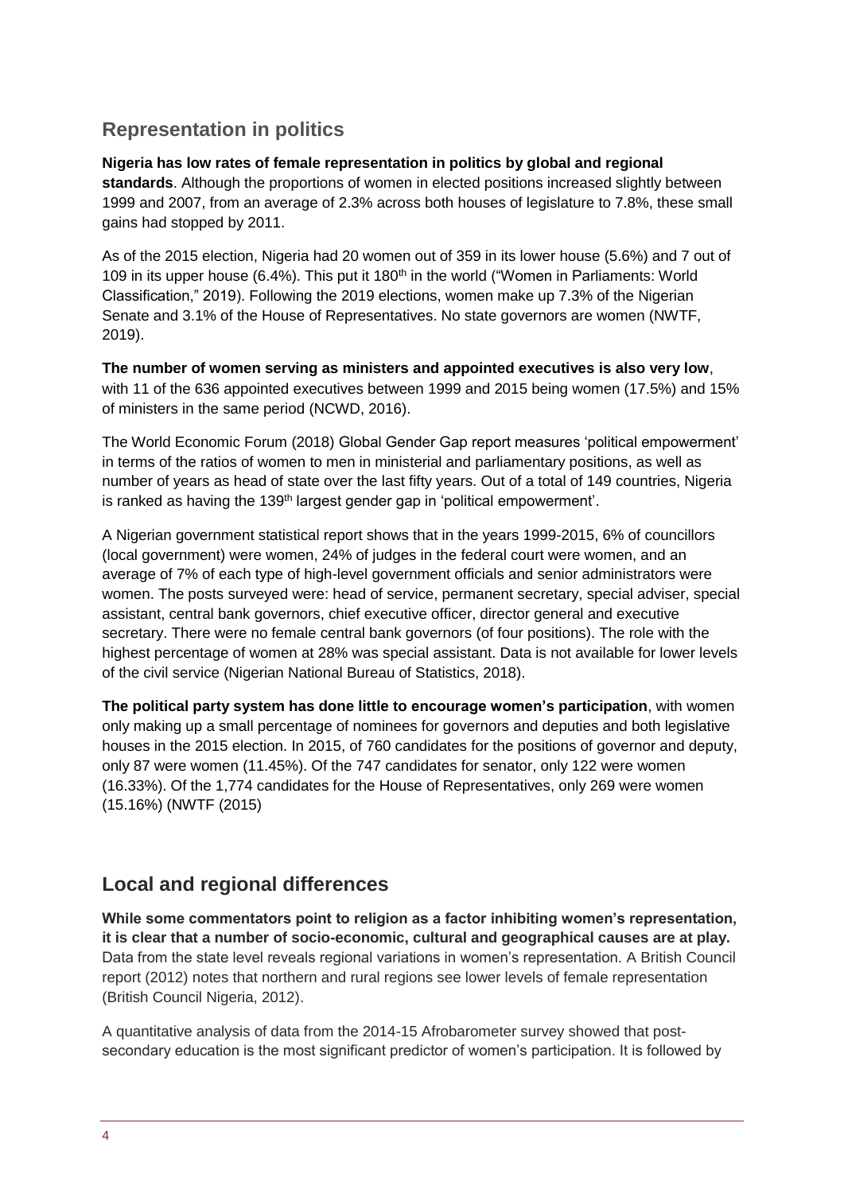## Representation in politics

**Nigeria has low rates of female representation in politics by global and regional standards**. Although the proportions of women in elected positions increased slightly between 1999 and 2007, from an average of 2.3% across both houses of legislature to 7.8%, these small gains had stopped by 2011.

As of the 2015 election, Nigeria had 20 women out of 359 in its lower house (5.6%) and 7 out of 109 in its upper house (6.4%). This put it 180th in the world ("Women in Parliaments: World Classification," 2019). Following the 2019 elections, women make up 7.3% of the Nigerian Senate and 3.1% of the House of Representatives. No state governors are women (NWTF, 2019).

**The number of women serving as ministers and appointed executives is also very low**, with 11 of the 636 appointed executives between 1999 and 2015 being women (17.5%) and 15% of ministers in the same period (NCWD, 2016).

The World Economic Forum (2018) Global Gender Gap report measures 'political empowerment' in terms of the ratios of women to men in ministerial and parliamentary positions, as well as number of years as head of state over the last fifty years. Out of a total of 149 countries, Nigeria is ranked as having the 139th largest gender gap in 'political empowerment'.

A Nigerian government statistical report shows that in the years 1999-2015, 6% of councillors (local government) were women, 24% of judges in the federal court were women, and an average of 7% of each type of high-level government officials and senior administrators were women. The posts surveyed were: head of service, permanent secretary, special adviser, special assistant, central bank governors, chief executive officer, director general and executive secretary. There were no female central bank governors (of four positions). The role with the highest percentage of women at 28% was special assistant. Data is not available for lower levels of the civil service (Nigerian National Bureau of Statistics, 2018).

**The political party system has done little to encourage women's participation**, with women only making up a small percentage of nominees for governors and deputies and both legislative houses in the 2015 election. In 2015, of 760 candidates for the positions of governor and deputy, only 87 were women (11.45%). Of the 747 candidates for senator, only 122 were women (16.33%). Of the 1,774 candidates for the House of Representatives, only 269 were women (15.16%) (NWTF (2015)

## Local and regional differences

**While some commentators point to religion as a factor inhibiting women's representation, it is clear that a number of socio-economic, cultural and geographical causes are at play.** Data from the state level reveals regional variations in women's representation. A British Council report (2012) notes that northern and rural regions see lower levels of female representation (British Council Nigeria, 2012).

A quantitative analysis of data from the 2014-15 Afrobarometer survey showed that post-secondary education is the most significant predictor of women's participation. It is followed by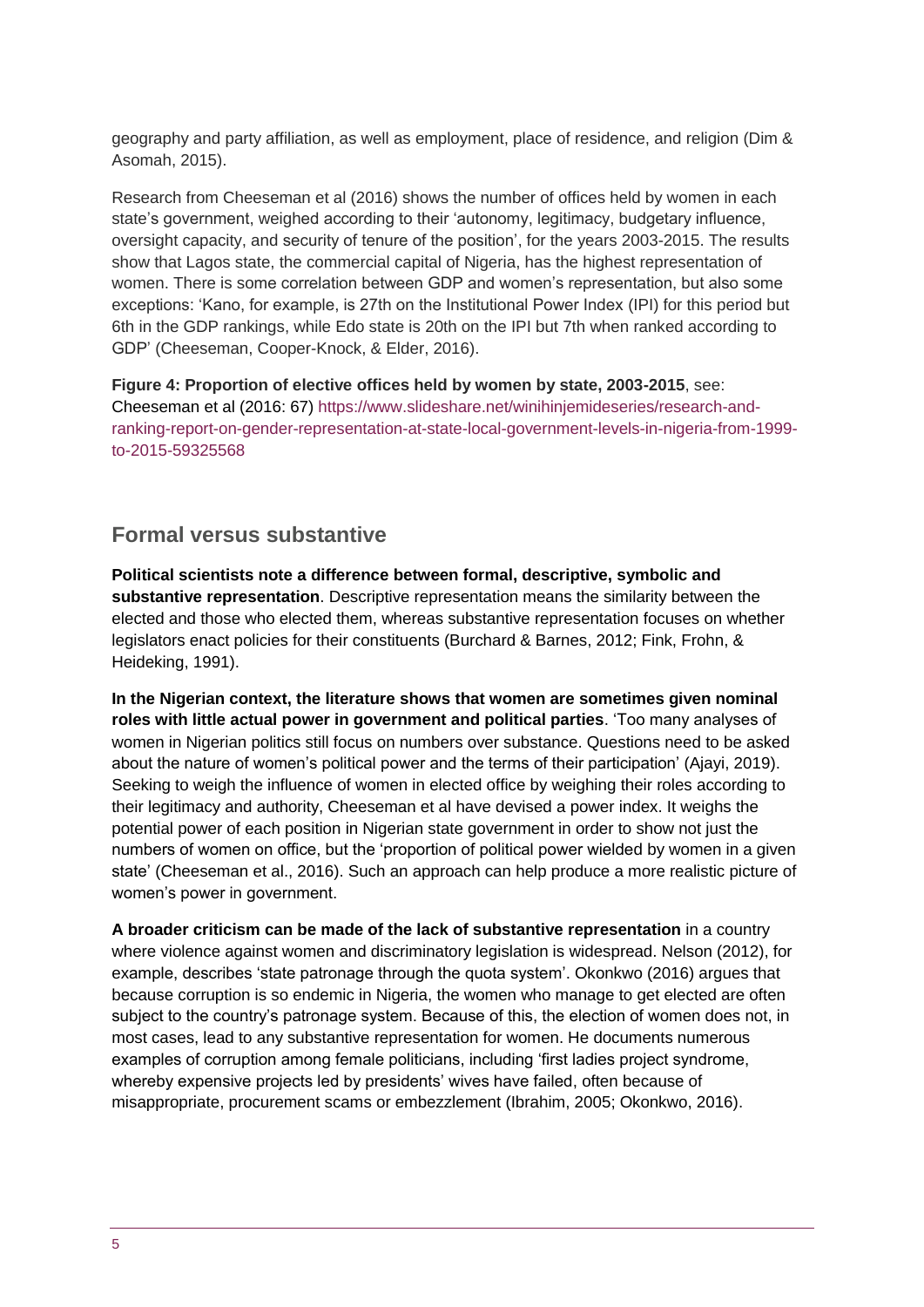geography and party affiliation, as well as employment, place of residence, and religion (Dim & Asomah, 2015).

Research from Cheeseman et al (2016) shows the number of offices held by women in each state's government, weighed according to their 'autonomy, legitimacy, budgetary influence, oversight capacity, and security of tenure of the position', for the years 2003-2015. The results show that Lagos state, the commercial capital of Nigeria, has the highest representation of women. There is some correlation between GDP and women's representation, but also some exceptions: 'Kano, for example, is 27th on the Institutional Power Index (IPI) for this period but 6th in the GDP rankings, while Edo state is 20th on the IPI but 7th when ranked according to GDP' (Cheeseman, Cooper-Knock, & Elder, 2016).

**Figure 4: Proportion of elective offices held by women by state, 2003-2015**, see: Cheeseman et al (2016: 67) https://www.slideshare.net/winihinjemideseries/research-and-ranking-report-on-gender-representation-at-state-local-government-levels-in-nigeria-from-1999-to-2015-59325568

## Formal versus substantive

**Political scientists note a difference between formal, descriptive, symbolic and substantive representation**. Descriptive representation means the similarity between the elected and those who elected them, whereas substantive representation focuses on whether legislators enact policies for their constituents (Burchard & Barnes, 2012; Fink, Frohn, & Heideking, 1991).

**In the Nigerian context, the literature shows that women are sometimes given nominal roles with little actual power in government and political parties**. 'Too many analyses of women in Nigerian politics still focus on numbers over substance. Questions need to be asked about the nature of women's political power and the terms of their participation' (Ajayi, 2019). Seeking to weigh the influence of women in elected office by weighing their roles according to their legitimacy and authority, Cheeseman et al have devised a power index. It weighs the potential power of each position in Nigerian state government in order to show not just the numbers of women on office, but the 'proportion of political power wielded by women in a given state' (Cheeseman et al., 2016). Such an approach can help produce a more realistic picture of women's power in government.

**A broader criticism can be made of the lack of substantive representation** in a country where violence against women and discriminatory legislation is widespread. Nelson (2012), for example, describes 'state patronage through the quota system'. Okonkwo (2016) argues that because corruption is so endemic in Nigeria, the women who manage to get elected are often subject to the country's patronage system. Because of this, the election of women does not, in most cases, lead to any substantive representation for women. He documents numerous examples of corruption among female politicians, including 'first ladies project syndrome, whereby expensive projects led by presidents' wives have failed, often because of misappropriate, procurement scams or embezzlement (Ibrahim, 2005; Okonkwo, 2016).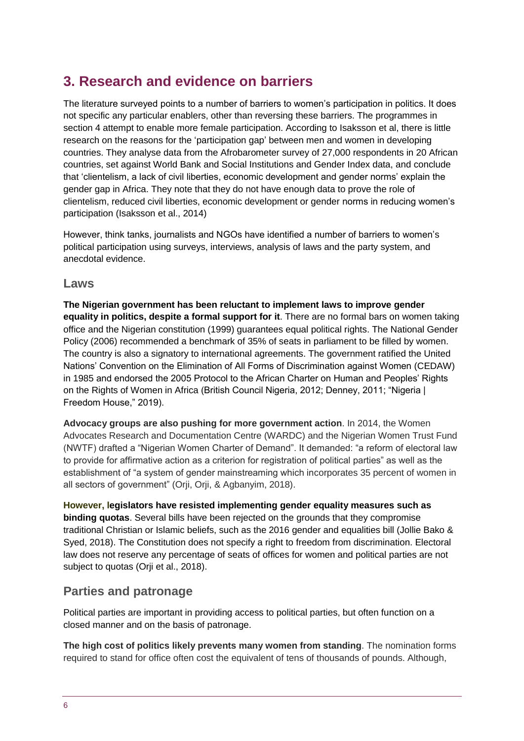## 3. Research and evidence on barriers

The literature surveyed points to a number of barriers to women's participation in politics. It does not specific any particular enablers, other than reversing these barriers. The programmes in section 4 attempt to enable more female participation. According to Isaksson et al, there is little research on the reasons for the 'participation gap' between men and women in developing countries. They analyse data from the Afrobarometer survey of 27,000 respondents in 20 African countries, set against World Bank and Social Institutions and Gender Index data, and conclude that 'clientelism, a lack of civil liberties, economic development and gender norms' explain the gender gap in Africa. They note that they do not have enough data to prove the role of clientelism, reduced civil liberties, economic development or gender norms in reducing women's participation (Isaksson et al., 2014)

However, think tanks, journalists and NGOs have identified a number of barriers to women's political participation using surveys, interviews, analysis of laws and the party system, and anecdotal evidence.

### Laws

**The Nigerian government has been reluctant to implement laws to improve gender equality in politics, despite a formal support for it**. There are no formal bars on women taking office and the Nigerian constitution (1999) guarantees equal political rights. The National Gender Policy (2006) recommended a benchmark of 35% of seats in parliament to be filled by women. The country is also a signatory to international agreements. The government ratified the United Nations' Convention on the Elimination of All Forms of Discrimination against Women (CEDAW) in 1985 and endorsed the 2005 Protocol to the African Charter on Human and Peoples' Rights on the Rights of Women in Africa (British Council Nigeria, 2012; Denney, 2011; "Nigeria | Freedom House," 2019).

**Advocacy groups are also pushing for more government action**. In 2014, the Women Advocates Research and Documentation Centre (WARDC) and the Nigerian Women Trust Fund (NWTF) drafted a "Nigerian Women Charter of Demand". It demanded: "a reform of electoral law to provide for affirmative action as a criterion for registration of political parties" as well as the establishment of "a system of gender mainstreaming which incorporates 35 percent of women in all sectors of government" (Orji, Orji, & Agbanyim, 2018).

**However, legislators have resisted implementing gender equality measures such as binding quotas**. Several bills have been rejected on the grounds that they compromise traditional Christian or Islamic beliefs, such as the 2016 gender and equalities bill (Jollie Bako & Syed, 2018). The Constitution does not specify a right to freedom from discrimination. Electoral law does not reserve any percentage of seats of offices for women and political parties are not subject to quotas (Orji et al., 2018).

### Parties and patronage

Political parties are important in providing access to political parties, but often function on a closed manner and on the basis of patronage.

**The high cost of politics likely prevents many women from standing**. The nomination forms required to stand for office often cost the equivalent of tens of thousands of pounds. Although,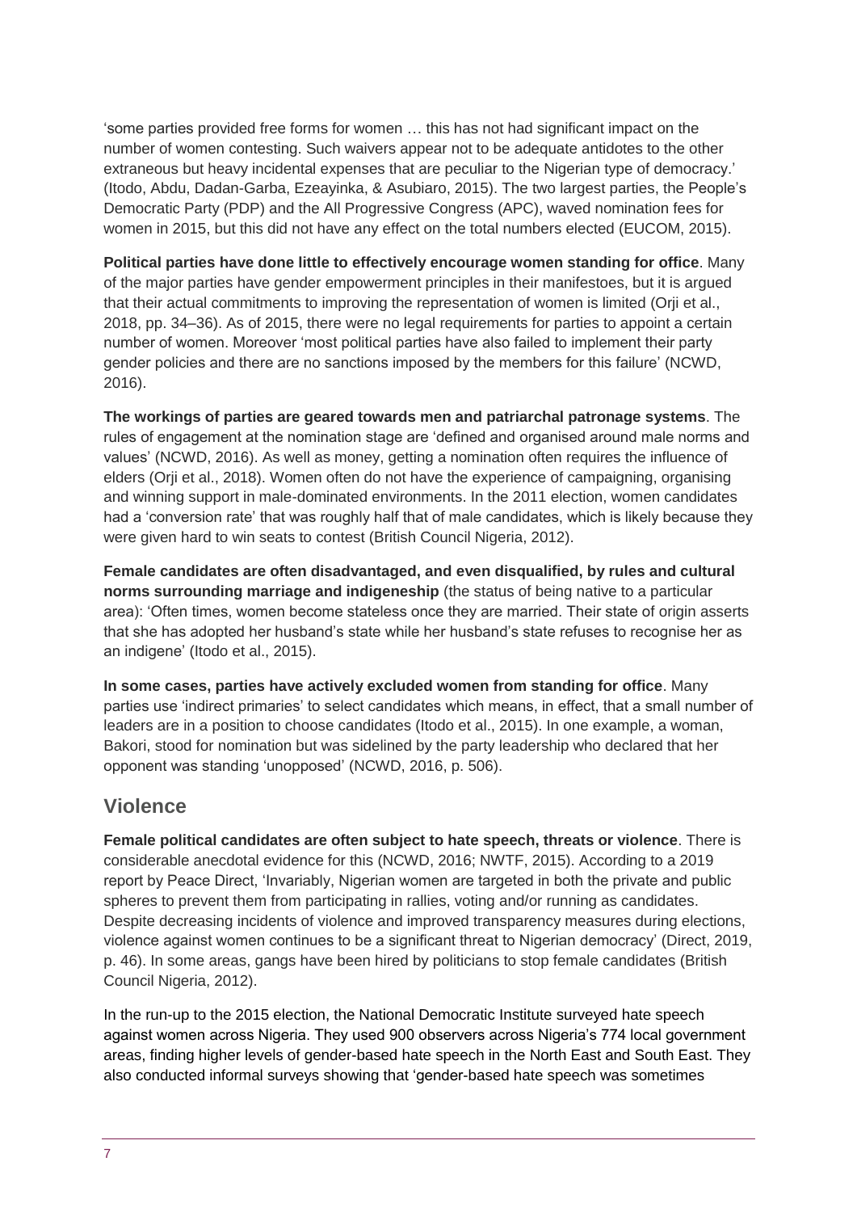'some parties provided free forms for women … this has not had significant impact on the number of women contesting. Such waivers appear not to be adequate antidotes to the other extraneous but heavy incidental expenses that are peculiar to the Nigerian type of democracy.' (Itodo, Abdu, Dadan-Garba, Ezeayinka, & Asubiaro, 2015). The two largest parties, the People's Democratic Party (PDP) and the All Progressive Congress (APC), waved nomination fees for women in 2015, but this did not have any effect on the total numbers elected (EUCOM, 2015).

**Political parties have done little to effectively encourage women standing for office**. Many of the major parties have gender empowerment principles in their manifestoes, but it is argued that their actual commitments to improving the representation of women is limited (Orji et al., 2018, pp. 34–36). As of 2015, there were no legal requirements for parties to appoint a certain number of women. Moreover 'most political parties have also failed to implement their party gender policies and there are no sanctions imposed by the members for this failure' (NCWD, 2016).

**The workings of parties are geared towards men and patriarchal patronage systems**. The rules of engagement at the nomination stage are 'defined and organised around male norms and values' (NCWD, 2016). As well as money, getting a nomination often requires the influence of elders (Orji et al., 2018). Women often do not have the experience of campaigning, organising and winning support in male-dominated environments. In the 2011 election, women candidates had a 'conversion rate' that was roughly half that of male candidates, which is likely because they were given hard to win seats to contest (British Council Nigeria, 2012).

**Female candidates are often disadvantaged, and even disqualified, by rules and cultural norms surrounding marriage and indigeneship** (the status of being native to a particular area): 'Often times, women become stateless once they are married. Their state of origin asserts that she has adopted her husband's state while her husband's state refuses to recognise her as an indigene' (Itodo et al., 2015).

**In some cases, parties have actively excluded women from standing for office**. Many parties use 'indirect primaries' to select candidates which means, in effect, that a small number of leaders are in a position to choose candidates (Itodo et al., 2015). In one example, a woman, Bakori, stood for nomination but was sidelined by the party leadership who declared that her opponent was standing 'unopposed' (NCWD, 2016, p. 506).

## Violence

**Female political candidates are often subject to hate speech, threats or violence**. There is considerable anecdotal evidence for this (NCWD, 2016; NWTF, 2015). According to a 2019 report by Peace Direct, 'Invariably, Nigerian women are targeted in both the private and public spheres to prevent them from participating in rallies, voting and/or running as candidates. Despite decreasing incidents of violence and improved transparency measures during elections, violence against women continues to be a significant threat to Nigerian democracy' (Direct, 2019, p. 46). In some areas, gangs have been hired by politicians to stop female candidates (British Council Nigeria, 2012).

In the run-up to the 2015 election, the National Democratic Institute surveyed hate speech against women across Nigeria. They used 900 observers across Nigeria's 774 local government areas, finding higher levels of gender-based hate speech in the North East and South East. They also conducted informal surveys showing that 'gender-based hate speech was sometimes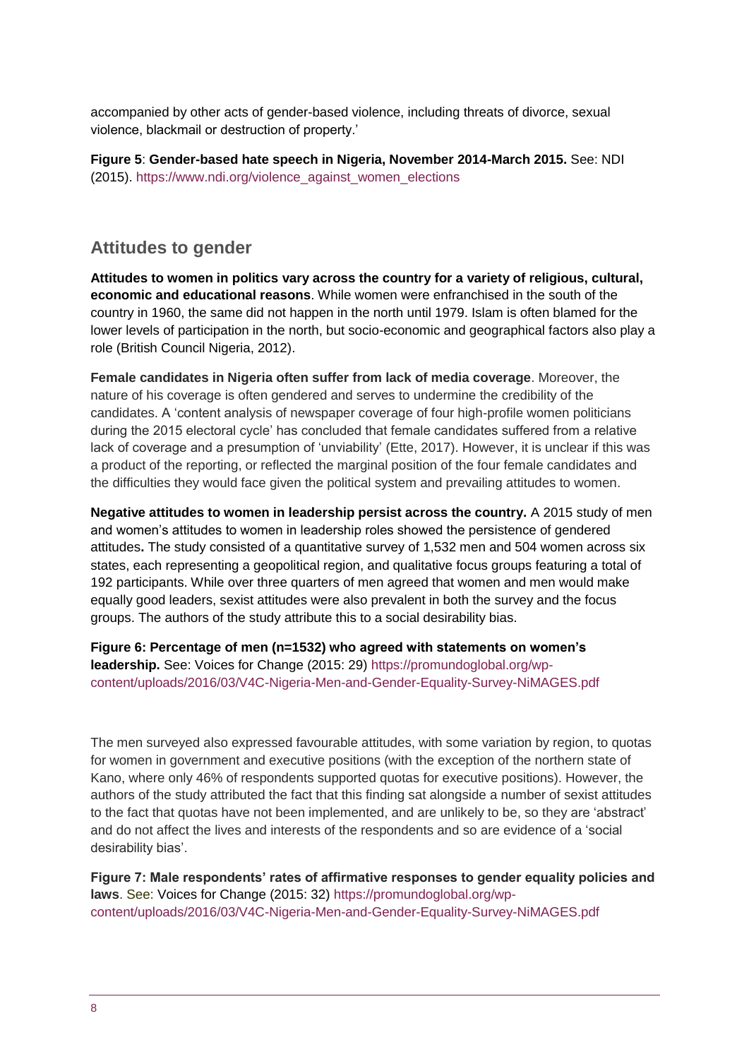accompanied by other acts of gender-based violence, including threats of divorce, sexual violence, blackmail or destruction of property.'

**Figure 5**: **Gender-based hate speech in Nigeria, November 2014-March 2015.** See: NDI (2015). https://www.ndi.org/violence_against_women_elections

## Attitudes to gender

**Attitudes to women in politics vary across the country for a variety of religious, cultural, economic and educational reasons**. While women were enfranchised in the south of the country in 1960, the same did not happen in the north until 1979. Islam is often blamed for the lower levels of participation in the north, but socio-economic and geographical factors also play a role (British Council Nigeria, 2012).

**Female candidates in Nigeria often suffer from lack of media coverage**. Moreover, the nature of his coverage is often gendered and serves to undermine the credibility of the candidates. A 'content analysis of newspaper coverage of four high-profile women politicians during the 2015 electoral cycle' has concluded that female candidates suffered from a relative lack of coverage and a presumption of 'unviability' (Ette, 2017). However, it is unclear if this was a product of the reporting, or reflected the marginal position of the four female candidates and the difficulties they would face given the political system and prevailing attitudes to women.

**Negative attitudes to women in leadership persist across the country.** A 2015 study of men and women's attitudes to women in leadership roles showed the persistence of gendered attitudes**.** The study consisted of a quantitative survey of 1,532 men and 504 women across six states, each representing a geopolitical region, and qualitative focus groups featuring a total of 192 participants. While over three quarters of men agreed that women and men would make equally good leaders, sexist attitudes were also prevalent in both the survey and the focus groups. The authors of the study attribute this to a social desirability bias.

**Figure 6: Percentage of men (n=1532) who agreed with statements on women's leadership.** See: Voices for Change (2015: 29) https://promundoglobal.org/wp-content/uploads/2016/03/V4C-Nigeria-Men-and-Gender-Equality-Survey-NiMAGES.pdf

The men surveyed also expressed favourable attitudes, with some variation by region, to quotas for women in government and executive positions (with the exception of the northern state of Kano, where only 46% of respondents supported quotas for executive positions). However, the authors of the study attributed the fact that this finding sat alongside a number of sexist attitudes to the fact that quotas have not been implemented, and are unlikely to be, so they are 'abstract' and do not affect the lives and interests of the respondents and so are evidence of a 'social desirability bias'.

**Figure 7: Male respondents' rates of affirmative responses to gender equality policies and laws**. See: Voices for Change (2015: 32) https://promundoglobal.org/wp-content/uploads/2016/03/V4C-Nigeria-Men-and-Gender-Equality-Survey-NiMAGES.pdf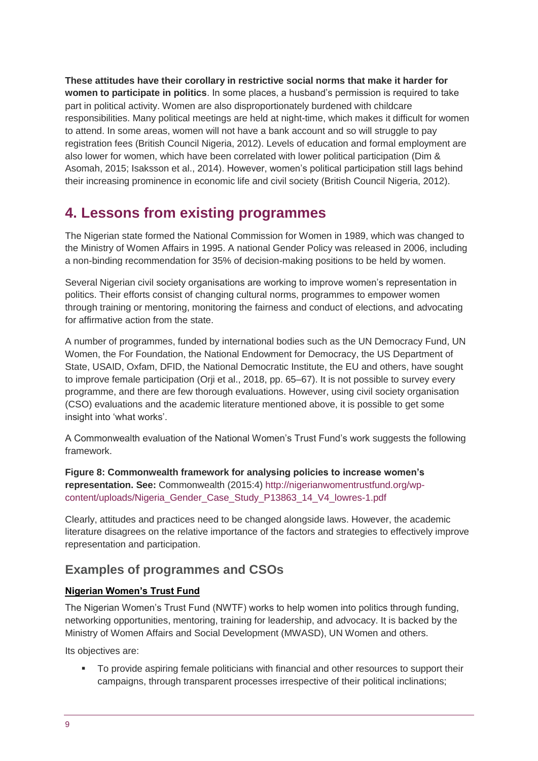**These attitudes have their corollary in restrictive social norms that make it harder for women to participate in politics**. In some places, a husband's permission is required to take part in political activity. Women are also disproportionately burdened with childcare responsibilities. Many political meetings are held at night-time, which makes it difficult for women to attend. In some areas, women will not have a bank account and so will struggle to pay registration fees (British Council Nigeria, 2012). Levels of education and formal employment are also lower for women, which have been correlated with lower political participation (Dim & Asomah, 2015; Isaksson et al., 2014). However, women's political participation still lags behind their increasing prominence in economic life and civil society (British Council Nigeria, 2012).

# 4. Lessons from existing programmes

The Nigerian state formed the National Commission for Women in 1989, which was changed to the Ministry of Women Affairs in 1995. A national Gender Policy was released in 2006, including a non-binding recommendation for 35% of decision-making positions to be held by women.

Several Nigerian civil society organisations are working to improve women's representation in politics. Their efforts consist of changing cultural norms, programmes to empower women through training or mentoring, monitoring the fairness and conduct of elections, and advocating for affirmative action from the state.

A number of programmes, funded by international bodies such as the UN Democracy Fund, UN Women, the For Foundation, the National Endowment for Democracy, the US Department of State, USAID, Oxfam, DFID, the National Democratic Institute, the EU and others, have sought to improve female participation (Orji et al., 2018, pp. 65–67). It is not possible to survey every programme, and there are few thorough evaluations. However, using civil society organisation (CSO) evaluations and the academic literature mentioned above, it is possible to get some insight into 'what works'.

A Commonwealth evaluation of the National Women's Trust Fund's work suggests the following framework.

**Figure 8: Commonwealth framework for analysing policies to increase women's representation. See:** Commonwealth (2015:4) http://nigerianwomentrustfund.org/wp-content/uploads/Nigeria_Gender_Case_Study_P13863_14_V4_lowres-1.pdf

Clearly, attitudes and practices need to be changed alongside laws. However, the academic literature disagrees on the relative importance of the factors and strategies to effectively improve representation and participation.

## Examples of programmes and CSOs

**Nigerian Women's Trust Fund**

The Nigerian Women's Trust Fund (NWTF) works to help women into politics through funding, networking opportunities, mentoring, training for leadership, and advocacy. It is backed by the Ministry of Women Affairs and Social Development (MWASD), UN Women and others.

Its objectives are:

- To provide aspiring female politicians with financial and other resources to support their campaigns, through transparent processes irrespective of their political inclinations;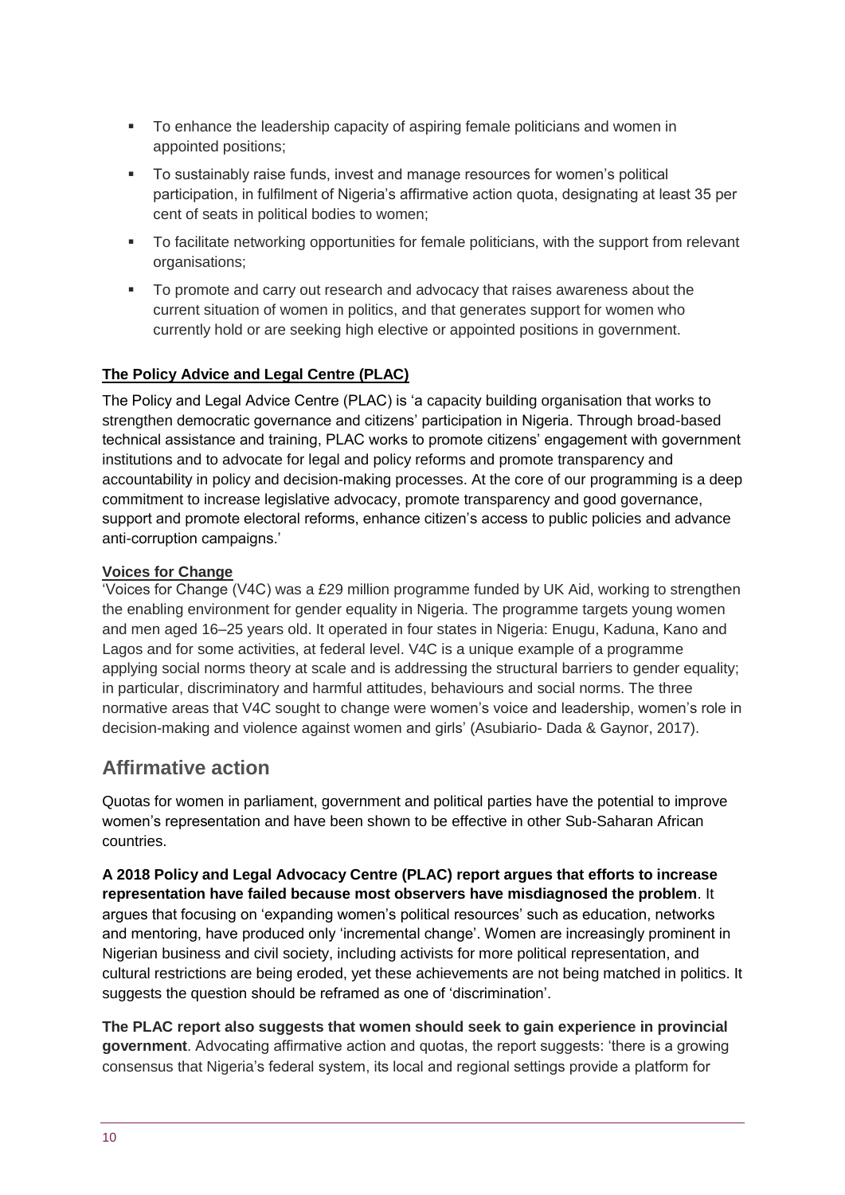- To enhance the leadership capacity of aspiring female politicians and women in appointed positions;
- To sustainably raise funds, invest and manage resources for women's political participation, in fulfilment of Nigeria's affirmative action quota, designating at least 35 per cent of seats in political bodies to women;
- To facilitate networking opportunities for female politicians, with the support from relevant organisations;
- To promote and carry out research and advocacy that raises awareness about the current situation of women in politics, and that generates support for women who currently hold or are seeking high elective or appointed positions in government.

**The Policy Advice and Legal Centre (PLAC)**

The Policy and Legal Advice Centre (PLAC) is 'a capacity building organisation that works to strengthen democratic governance and citizens' participation in Nigeria. Through broad-based technical assistance and training, PLAC works to promote citizens' engagement with government institutions and to advocate for legal and policy reforms and promote transparency and accountability in policy and decision-making processes. At the core of our programming is a deep commitment to increase legislative advocacy, promote transparency and good governance, support and promote electoral reforms, enhance citizen's access to public policies and advance anti-corruption campaigns.'

**Voices for Change**

'Voices for Change (V4C) was a £29 million programme funded by UK Aid, working to strengthen the enabling environment for gender equality in Nigeria. The programme targets young women and men aged 16–25 years old. It operated in four states in Nigeria: Enugu, Kaduna, Kano and Lagos and for some activities, at federal level. V4C is a unique example of a programme applying social norms theory at scale and is addressing the structural barriers to gender equality; in particular, discriminatory and harmful attitudes, behaviours and social norms. The three normative areas that V4C sought to change were women's voice and leadership, women's role in decision-making and violence against women and girls' (Asubiario- Dada & Gaynor, 2017).

## Affirmative action

Quotas for women in parliament, government and political parties have the potential to improve women's representation and have been shown to be effective in other Sub-Saharan African countries.

**A 2018 Policy and Legal Advocacy Centre (PLAC) report argues that efforts to increase representation have failed because most observers have misdiagnosed the problem**. It argues that focusing on 'expanding women's political resources' such as education, networks and mentoring, have produced only 'incremental change'. Women are increasingly prominent in Nigerian business and civil society, including activists for more political representation, and cultural restrictions are being eroded, yet these achievements are not being matched in politics. It suggests the question should be reframed as one of 'discrimination'.

**The PLAC report also suggests that women should seek to gain experience in provincial government**. Advocating affirmative action and quotas, the report suggests: 'there is a growing consensus that Nigeria's federal system, its local and regional settings provide a platform for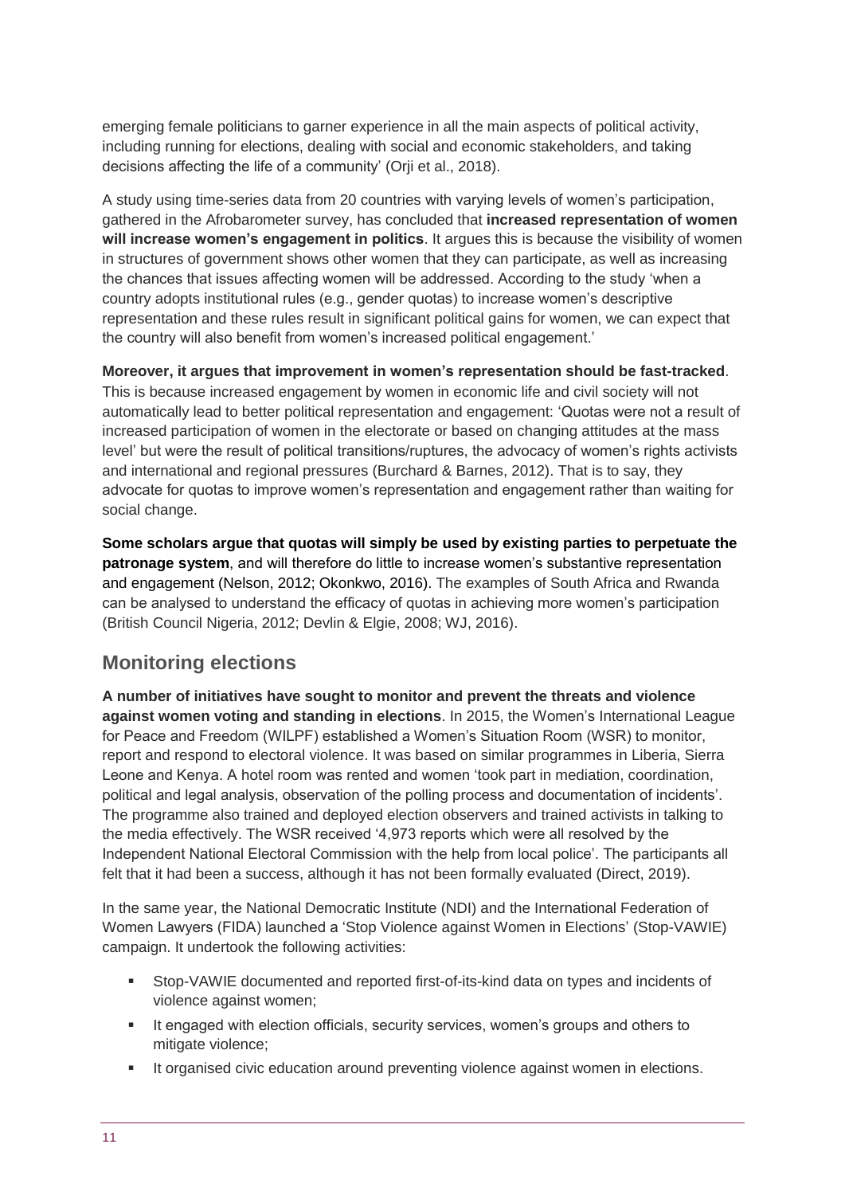emerging female politicians to garner experience in all the main aspects of political activity, including running for elections, dealing with social and economic stakeholders, and taking decisions affecting the life of a community' (Orji et al., 2018).

A study using time-series data from 20 countries with varying levels of women's participation, gathered in the Afrobarometer survey, has concluded that **increased representation of women will increase women's engagement in politics**. It argues this is because the visibility of women in structures of government shows other women that they can participate, as well as increasing the chances that issues affecting women will be addressed. According to the study 'when a country adopts institutional rules (e.g., gender quotas) to increase women's descriptive representation and these rules result in significant political gains for women, we can expect that the country will also benefit from women's increased political engagement.'

**Moreover, it argues that improvement in women's representation should be fast-tracked**. This is because increased engagement by women in economic life and civil society will not automatically lead to better political representation and engagement: 'Quotas were not a result of increased participation of women in the electorate or based on changing attitudes at the mass level' but were the result of political transitions/ruptures, the advocacy of women's rights activists and international and regional pressures (Burchard & Barnes, 2012). That is to say, they advocate for quotas to improve women's representation and engagement rather than waiting for social change.

**Some scholars argue that quotas will simply be used by existing parties to perpetuate the patronage system**, and will therefore do little to increase women's substantive representation and engagement (Nelson, 2012; Okonkwo, 2016). The examples of South Africa and Rwanda can be analysed to understand the efficacy of quotas in achieving more women's participation (British Council Nigeria, 2012; Devlin & Elgie, 2008; WJ, 2016).

## Monitoring elections

**A number of initiatives have sought to monitor and prevent the threats and violence against women voting and standing in elections**. In 2015, the Women's International League for Peace and Freedom (WILPF) established a Women's Situation Room (WSR) to monitor, report and respond to electoral violence. It was based on similar programmes in Liberia, Sierra Leone and Kenya. A hotel room was rented and women 'took part in mediation, coordination, political and legal analysis, observation of the polling process and documentation of incidents'. The programme also trained and deployed election observers and trained activists in talking to the media effectively. The WSR received '4,973 reports which were all resolved by the Independent National Electoral Commission with the help from local police'. The participants all felt that it had been a success, although it has not been formally evaluated (Direct, 2019).

In the same year, the National Democratic Institute (NDI) and the International Federation of Women Lawyers (FIDA) launched a 'Stop Violence against Women in Elections' (Stop-VAWIE) campaign. It undertook the following activities:

- Stop-VAWIE documented and reported first-of-its-kind data on types and incidents of violence against women;
- It engaged with election officials, security services, women's groups and others to mitigate violence;
- It organised civic education around preventing violence against women in elections.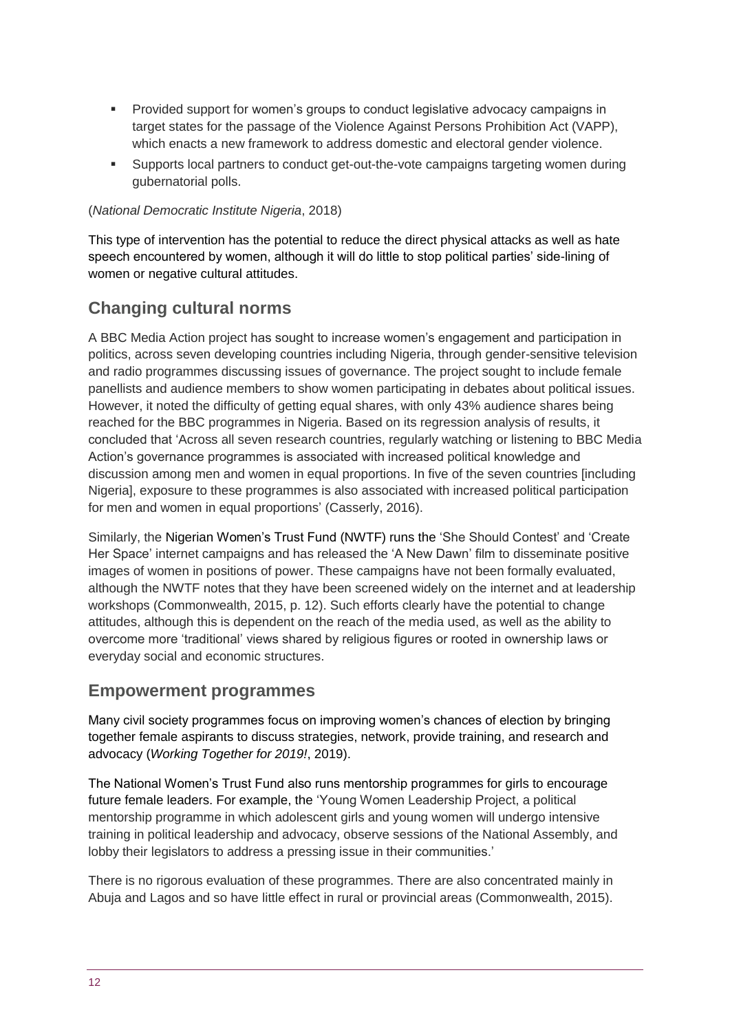- Provided support for women's groups to conduct legislative advocacy campaigns in target states for the passage of the Violence Against Persons Prohibition Act (VAPP), which enacts a new framework to address domestic and electoral gender violence.
- Supports local partners to conduct get-out-the-vote campaigns targeting women during gubernatorial polls.

(*National Democratic Institute Nigeria*, 2018)

This type of intervention has the potential to reduce the direct physical attacks as well as hate speech encountered by women, although it will do little to stop political parties' side-lining of women or negative cultural attitudes.

## Changing cultural norms

A BBC Media Action project has sought to increase women's engagement and participation in politics, across seven developing countries including Nigeria, through gender-sensitive television and radio programmes discussing issues of governance. The project sought to include female panellists and audience members to show women participating in debates about political issues. However, it noted the difficulty of getting equal shares, with only 43% audience shares being reached for the BBC programmes in Nigeria. Based on its regression analysis of results, it concluded that 'Across all seven research countries, regularly watching or listening to BBC Media Action's governance programmes is associated with increased political knowledge and discussion among men and women in equal proportions. In five of the seven countries [including Nigeria], exposure to these programmes is also associated with increased political participation for men and women in equal proportions' (Casserly, 2016).

Similarly, the Nigerian Women's Trust Fund (NWTF) runs the 'She Should Contest' and 'Create Her Space' internet campaigns and has released the 'A New Dawn' film to disseminate positive images of women in positions of power. These campaigns have not been formally evaluated, although the NWTF notes that they have been screened widely on the internet and at leadership workshops (Commonwealth, 2015, p. 12). Such efforts clearly have the potential to change attitudes, although this is dependent on the reach of the media used, as well as the ability to overcome more 'traditional' views shared by religious figures or rooted in ownership laws or everyday social and economic structures.

## Empowerment programmes

Many civil society programmes focus on improving women's chances of election by bringing together female aspirants to discuss strategies, network, provide training, and research and advocacy (*Working Together for 2019!*, 2019).

The National Women's Trust Fund also runs mentorship programmes for girls to encourage future female leaders. For example, the 'Young Women Leadership Project, a political mentorship programme in which adolescent girls and young women will undergo intensive training in political leadership and advocacy, observe sessions of the National Assembly, and lobby their legislators to address a pressing issue in their communities.'

There is no rigorous evaluation of these programmes. There are also concentrated mainly in Abuja and Lagos and so have little effect in rural or provincial areas (Commonwealth, 2015).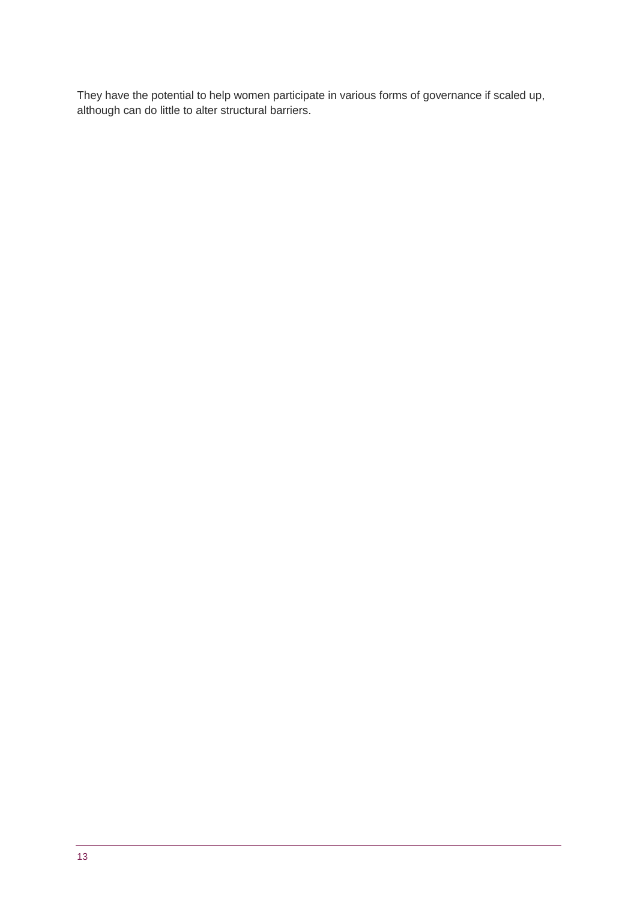They have the potential to help women participate in various forms of governance if scaled up, although can do little to alter structural barriers.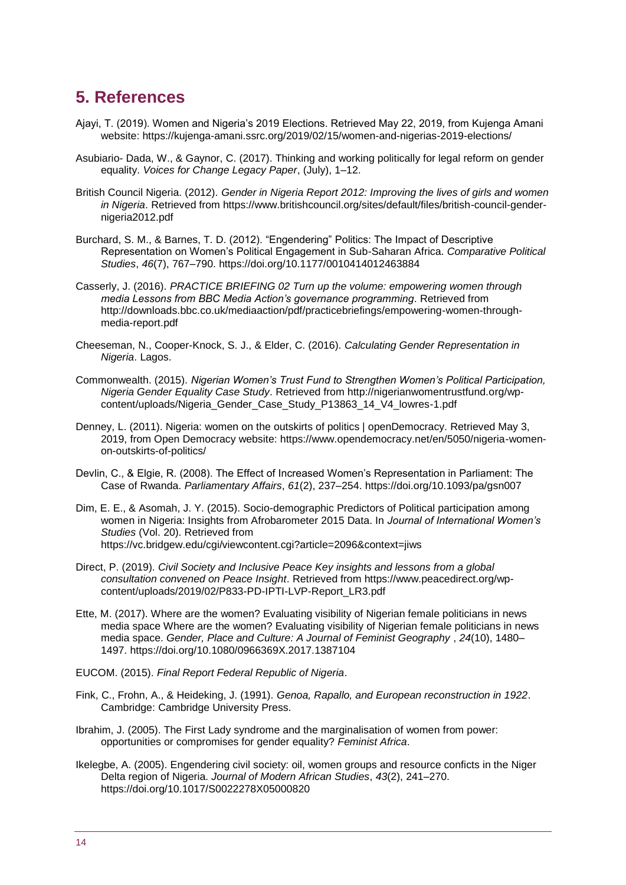## 5. References

Ajayi, T. (2019). Women and Nigeria's 2019 Elections. Retrieved May 22, 2019, from Kujenga Amani website: https://kujenga-amani.ssrc.org/2019/02/15/women-and-nigerias-2019-elections/

Asubiario- Dada, W., & Gaynor, C. (2017). Thinking and working politically for legal reform on gender equality. *Voices for Change Legacy Paper*, (July), 1–12.

British Council Nigeria. (2012). *Gender in Nigeria Report 2012: Improving the lives of girls and women in Nigeria*. Retrieved from https://www.britishcouncil.org/sites/default/files/british-council-gender-nigeria2012.pdf

Burchard, S. M., & Barnes, T. D. (2012). "Engendering" Politics: The Impact of Descriptive Representation on Women's Political Engagement in Sub-Saharan Africa. *Comparative Political Studies*, *46*(7), 767–790. https://doi.org/10.1177/0010414012463884

Casserly, J. (2016). *PRACTICE BRIEFING 02 Turn up the volume: empowering women through media Lessons from BBC Media Action's governance programming*. Retrieved from http://downloads.bbc.co.uk/mediaaction/pdf/practicebriefings/empowering-women-through-media-report.pdf

Cheeseman, N., Cooper-Knock, S. J., & Elder, C. (2016). *Calculating Gender Representation in Nigeria*. Lagos.

Commonwealth. (2015). *Nigerian Women's Trust Fund to Strengthen Women's Political Participation, Nigeria Gender Equality Case Study*. Retrieved from http://nigerianwomentrustfund.org/wp-content/uploads/Nigeria_Gender_Case_Study_P13863_14_V4_lowres-1.pdf

Denney, L. (2011). Nigeria: women on the outskirts of politics | openDemocracy. Retrieved May 3, 2019, from Open Democracy website: https://www.opendemocracy.net/en/5050/nigeria-women-on-outskirts-of-politics/

Devlin, C., & Elgie, R. (2008). The Effect of Increased Women's Representation in Parliament: The Case of Rwanda. *Parliamentary Affairs*, *61*(2), 237–254. https://doi.org/10.1093/pa/gsn007

Dim, E. E., & Asomah, J. Y. (2015). Socio-demographic Predictors of Political participation among women in Nigeria: Insights from Afrobarometer 2015 Data. In *Journal of International Women's Studies* (Vol. 20). Retrieved from https://vc.bridgew.edu/cgi/viewcontent.cgi?article=2096&context=jiws

Direct, P. (2019). *Civil Society and Inclusive Peace Key insights and lessons from a global consultation convened on Peace Insight*. Retrieved from https://www.peacedirect.org/wp-content/uploads/2019/02/P833-PD-IPTI-LVP-Report_LR3.pdf

Ette, M. (2017). Where are the women? Evaluating visibility of Nigerian female politicians in news media space Where are the women? Evaluating visibility of Nigerian female politicians in news media space. *Gender, Place and Culture: A Journal of Feminist Geography* , *24*(10), 1480–1497. https://doi.org/10.1080/0966369X.2017.1387104

EUCOM. (2015). *Final Report Federal Republic of Nigeria*.

Fink, C., Frohn, A., & Heideking, J. (1991). *Genoa, Rapallo, and European reconstruction in 1922*. Cambridge: Cambridge University Press.

Ibrahim, J. (2005). The First Lady syndrome and the marginalisation of women from power: opportunities or compromises for gender equality? *Feminist Africa*.

Ikelegbe, A. (2005). Engendering civil society: oil, women groups and resource conficts in the Niger Delta region of Nigeria. *Journal of Modern African Studies*, *43*(2), 241–270. https://doi.org/10.1017/S0022278X05000820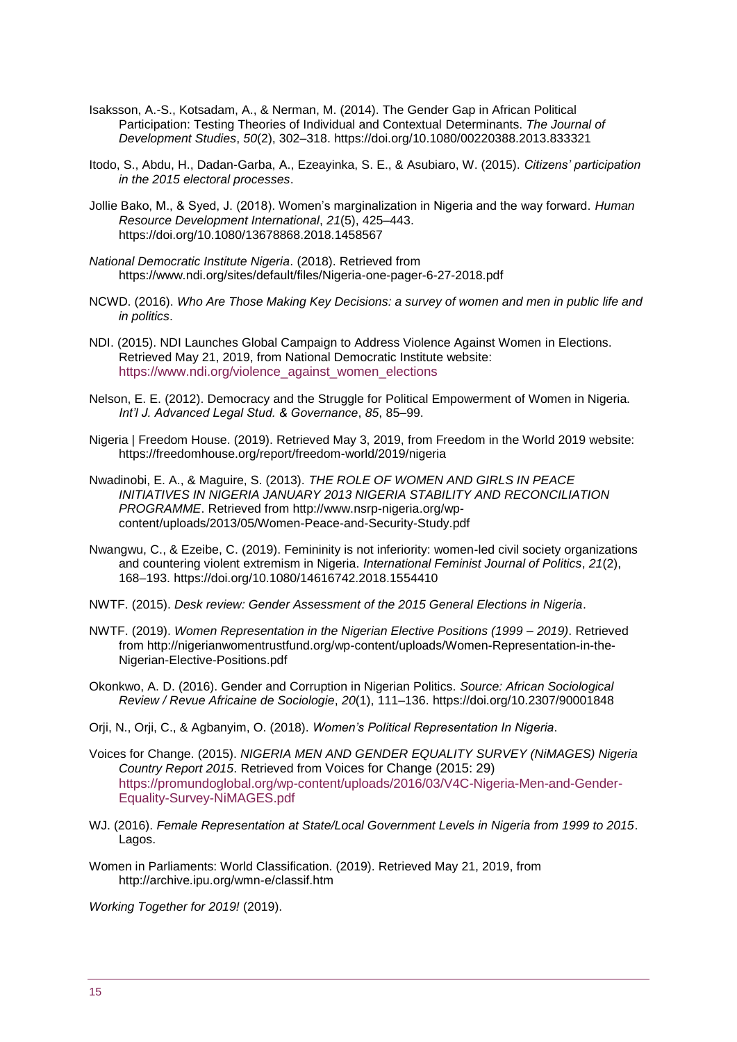Isaksson, A.-S., Kotsadam, A., & Nerman, M. (2014). The Gender Gap in African Political Participation: Testing Theories of Individual and Contextual Determinants. *The Journal of Development Studies*, *50*(2), 302–318. https://doi.org/10.1080/00220388.2013.833321

Itodo, S., Abdu, H., Dadan-Garba, A., Ezeayinka, S. E., & Asubiaro, W. (2015). *Citizens' participation in the 2015 electoral processes*.

Jollie Bako, M., & Syed, J. (2018). Women's marginalization in Nigeria and the way forward. *Human Resource Development International*, *21*(5), 425–443. https://doi.org/10.1080/13678868.2018.1458567

*National Democratic Institute Nigeria*. (2018). Retrieved from https://www.ndi.org/sites/default/files/Nigeria-one-pager-6-27-2018.pdf

NCWD. (2016). *Who Are Those Making Key Decisions: a survey of women and men in public life and in politics*.

NDI. (2015). NDI Launches Global Campaign to Address Violence Against Women in Elections. Retrieved May 21, 2019, from National Democratic Institute website: https://www.ndi.org/violence_against_women_elections

Nelson, E. E. (2012). Democracy and the Struggle for Political Empowerment of Women in Nigeria. *Int'l J. Advanced Legal Stud. & Governance*, *85*, 85–99.

Nigeria | Freedom House. (2019). Retrieved May 3, 2019, from Freedom in the World 2019 website: https://freedomhouse.org/report/freedom-world/2019/nigeria

Nwadinobi, E. A., & Maguire, S. (2013). *THE ROLE OF WOMEN AND GIRLS IN PEACE INITIATIVES IN NIGERIA JANUARY 2013 NIGERIA STABILITY AND RECONCILIATION PROGRAMME*. Retrieved from http://www.nsrp-nigeria.org/wp-content/uploads/2013/05/Women-Peace-and-Security-Study.pdf

Nwangwu, C., & Ezeibe, C. (2019). Femininity is not inferiority: women-led civil society organizations and countering violent extremism in Nigeria. *International Feminist Journal of Politics*, *21*(2), 168–193. https://doi.org/10.1080/14616742.2018.1554410

NWTF. (2015). *Desk review: Gender Assessment of the 2015 General Elections in Nigeria*.

NWTF. (2019). *Women Representation in the Nigerian Elective Positions (1999 – 2019)*. Retrieved from http://nigerianwomentrustfund.org/wp-content/uploads/Women-Representation-in-the-Nigerian-Elective-Positions.pdf

Okonkwo, A. D. (2016). Gender and Corruption in Nigerian Politics. *Source: African Sociological Review / Revue Africaine de Sociologie*, *20*(1), 111–136. https://doi.org/10.2307/90001848

Orji, N., Orji, C., & Agbanyim, O. (2018). *Women's Political Representation In Nigeria*.

Voices for Change. (2015). *NIGERIA MEN AND GENDER EQUALITY SURVEY (NiMAGES) Nigeria Country Report 2015*. Retrieved from Voices for Change (2015: 29) https://promundoglobal.org/wp-content/uploads/2016/03/V4C-Nigeria-Men-and-Gender-Equality-Survey-NiMAGES.pdf

WJ. (2016). *Female Representation at State/Local Government Levels in Nigeria from 1999 to 2015*. Lagos.

Women in Parliaments: World Classification. (2019). Retrieved May 21, 2019, from http://archive.ipu.org/wmn-e/classif.htm

*Working Together for 2019!* (2019).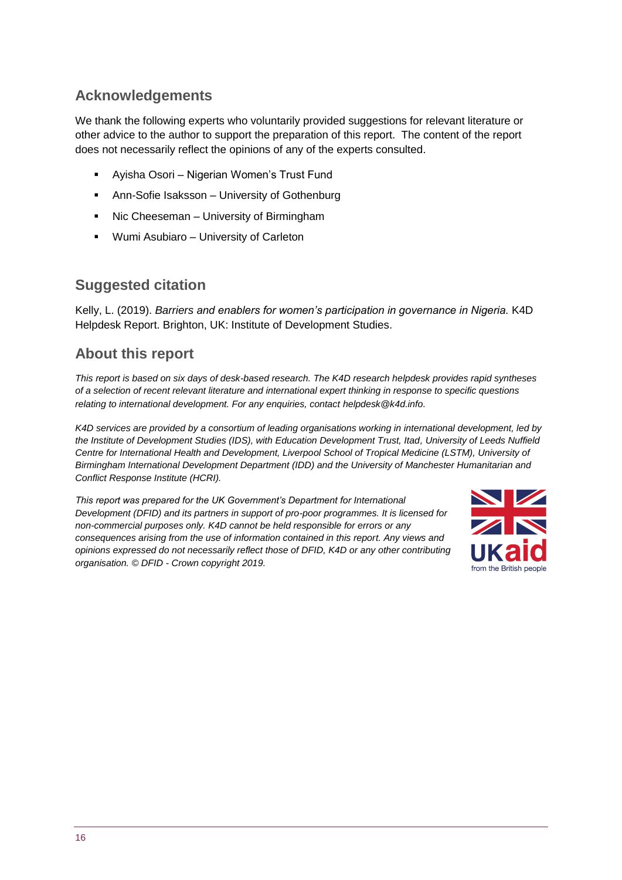## Acknowledgements

We thank the following experts who voluntarily provided suggestions for relevant literature or other advice to the author to support the preparation of this report. The content of the report does not necessarily reflect the opinions of any of the experts consulted.

- Ayisha Osori – Nigerian Women's Trust Fund
- Ann-Sofie Isaksson – University of Gothenburg
- Nic Cheeseman – University of Birmingham
- Wumi Asubiaro – University of Carleton

## Suggested citation

Kelly, L. (2019). *Barriers and enablers for women's participation in governance in Nigeria.* K4D Helpdesk Report. Brighton, UK: Institute of Development Studies.

## About this report

*This report is based on six days of desk-based research. The K4D research helpdesk provides rapid syntheses of a selection of recent relevant literature and international expert thinking in response to specific questions relating to international development. For any enquiries, contact helpdesk@k4d.info.*

*K4D services are provided by a consortium of leading organisations working in international development, led by the Institute of Development Studies (IDS), with Education Development Trust, Itad, University of Leeds Nuffield Centre for International Health and Development, Liverpool School of Tropical Medicine (LSTM), University of Birmingham International Development Department (IDD) and the University of Manchester Humanitarian and Conflict Response Institute (HCRI).*

*This report was prepared for the UK Government's Department for International Development (DFID) and its partners in support of pro-poor programmes. It is licensed for non-commercial purposes only. K4D cannot be held responsible for errors or any consequences arising from the use of information contained in this report. Any views and opinions expressed do not necessarily reflect those of DFID, K4D or any other contributing organisation. © DFID - Crown copyright 2019.*

UKaid
from the British people